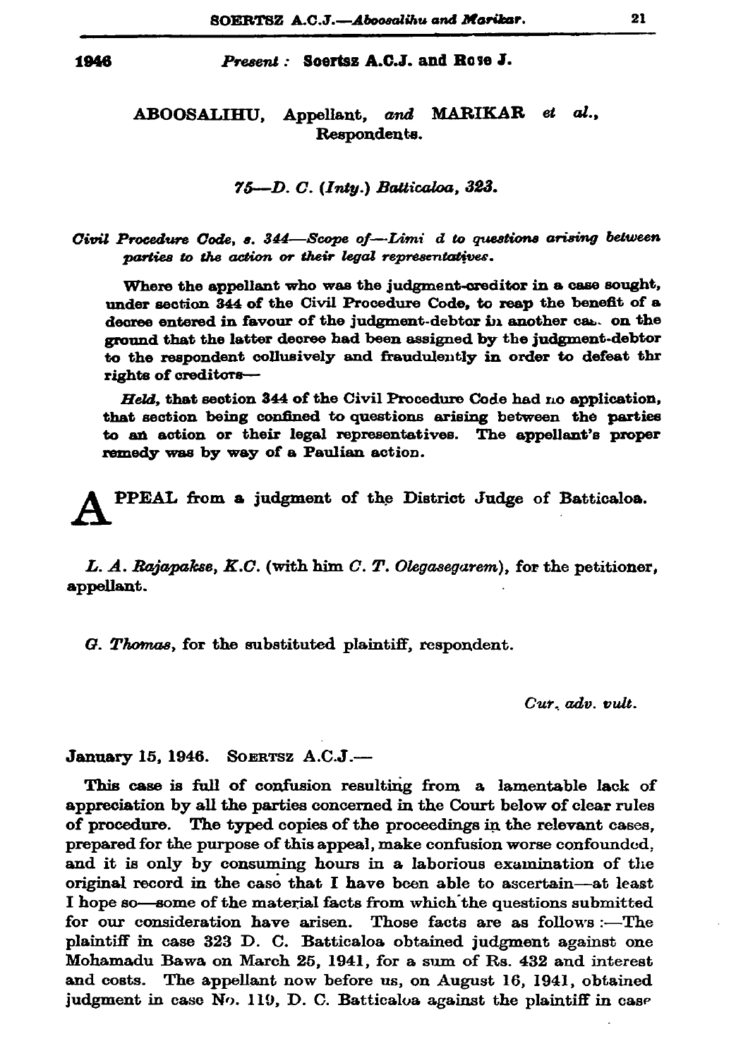**1946** *Present:* **Soertsz A.C.J. and Rose J.**

## ABOOSALIHU, Appellant, *and* MARIKAR *et al.*, Respondents.

### *75—D. C. (Inty.) Batticaloa, 323.*

*Civil Procedure Code, s. 344—Scope of—Limi d to questions arising between parties to the action or their legal representatives.*

**Where the appellant who was the judgment-creditor in a case sought, under section 344 of the Civil Procedure Code, to reap the benefit of a decree entered in favour of the judgment-debtor in another cas. on the ground that the latter decree had been assigned by the judgment-debtor to the respondent collusively and fraudulently in order to defeat thr rights of creditors—**

***Held,* that section 344 of the Civil Procedure Code had no application, that section being confined to questions arising between the parties to an action or their legal representatives. The appellant's proper remedy was by way of a Paulian action.**

APPEAL from a judgment of the District Judge of Batticaloa.

*L. A. Rajapakse, K.C.* (with him *C. T. Olegasegarem*), for the petitioner, appellant.

*G. Thomas*, for the substituted plaintiff, respondent.

*Cur. adv. vult.*

January 15, 1946. SOERTSZ A.C.J.—

This case is full of confusion resulting from a lamentable lack of appreciation by all the parties concerned in the Court below of clear rules of procedure. The typed copies of the proceedings in the relevant cases, prepared for the purpose of this appeal, make confusion worse confounded, and it is only by consuming hours in a laborious examination of the original record in the case that I have been able to ascertain—at least I hope so—some of the material facts from which the questions submitted for our consideration have arisen. Those facts are as follows :—The plaintiff in case 323 D. C. Batticaloa obtained judgment against one Mohamadu Bawa on March 25, 1941, for a sum of Rs. 432 and interest and costs. The appellant now before us, on August 16, 1941, obtained judgment in case No. 119, D. C. Batticaloa against the plaintiff in case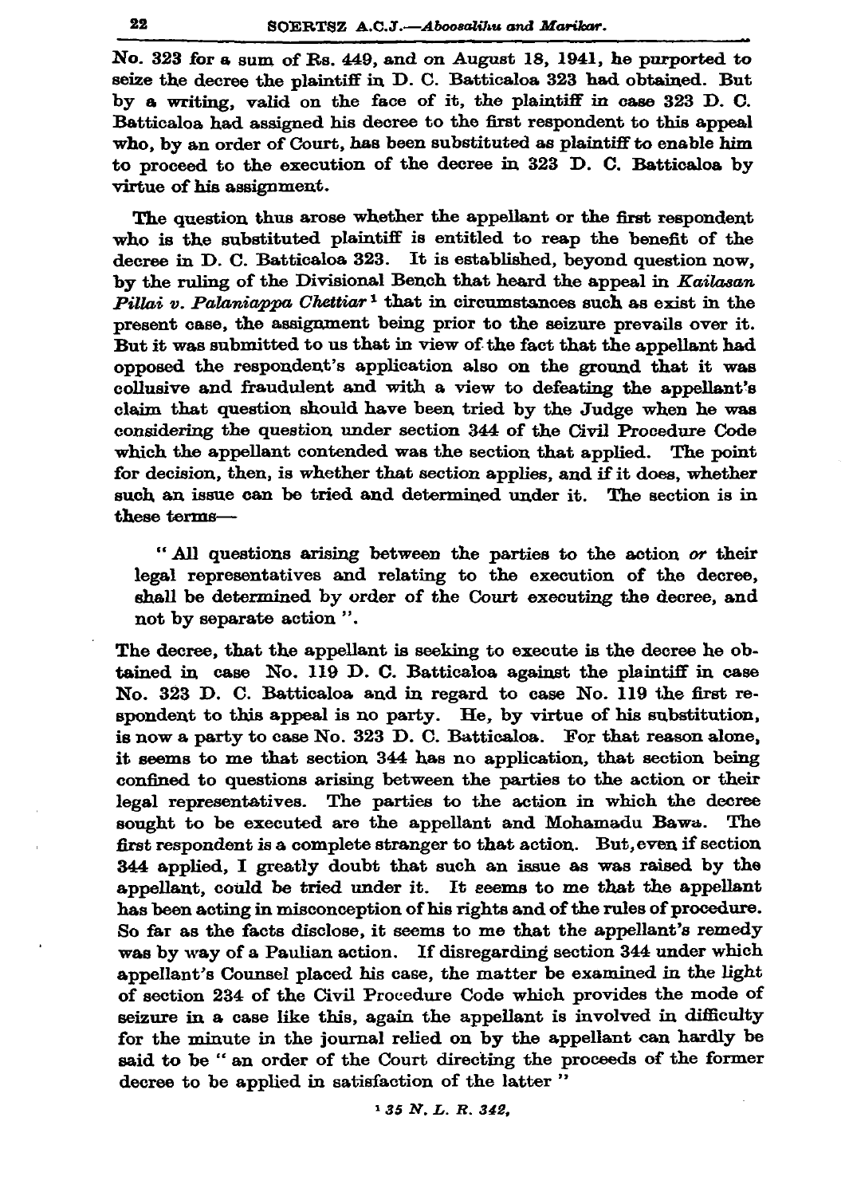No. 323 for a sum of Rs. 449, and on August 18, 1941, he purported to seize the decree the plaintiff in D. C. Batticaloa 323 had obtained. But by a writing, valid on the face of it, the plaintiff in case 323 D. C. Batticaloa had assigned his decree to the first respondent to this appeal who, by an order of Court, has been substituted as plaintiff to enable him to proceed to the execution of the decree in 323 D. C. Batticaloa by virtue of his assignment.

The question thus arose whether the appellant or the first respondent who is the substituted plaintiff is entitled to reap the benefit of the decree in D. C. Batticaloa 323. It is established, beyond question now, by the ruling of the Divisional Bench that heard the appeal in *Kailasan Pillai v. Palaniappa Chettiar* [1] that in circumstances such as exist in the present case, the assignment being prior to the seizure prevails over it. But it was submitted to us that in view of the fact that the appellant had opposed the respondent's application also on the ground that it was collusive and fraudulent and with a view to defeating the appellant's claim that question should have been tried by the Judge when he was considering the question under section 344 of the Civil Procedure Code which the appellant contended was the section that applied. The point for decision, then, is whether that section applies, and if it does, whether such an issue can be tried and determined under it. The section is in these terms—

> "All questions arising between the parties to the action *or* their legal representatives and relating to the execution of the decree, shall be determined by order of the Court executing the decree, and not by separate action".

The decree, that the appellant is seeking to execute is the decree he obtained in case No. 119 D. C. Batticaloa against the plaintiff in case No. 323 D. C. Batticaloa and in regard to case No. 119 the first respondent to this appeal is no party. He, by virtue of his substitution, is now a party to case No. 323 D. C. Batticaloa. For that reason alone, it seems to me that section 344 has no application, that section being confined to questions arising between the parties to the action or their legal representatives. The parties to the action in which the decree sought to be executed are the appellant and Mohamadu Bawa. The first respondent is a complete stranger to that action. But, even if section 344 applied, I greatly doubt that such an issue as was raised by the appellant, could be tried under it. It seems to me that the appellant has been acting in misconception of his rights and of the rules of procedure. So far as the facts disclose, it seems to me that the appellant's remedy was by way of a Paulian action. If disregarding section 344 under which appellant's Counsel placed his case, the matter be examined in the light of section 234 of the Civil Procedure Code which provides the mode of seizure in a case like this, again the appellant is involved in difficulty for the minute in the journal relied on by the appellant can hardly be said to be "an order of the Court directing the proceeds of the former decree to be applied in satisfaction of the latter"

[1] *35 N. L. R. 342.*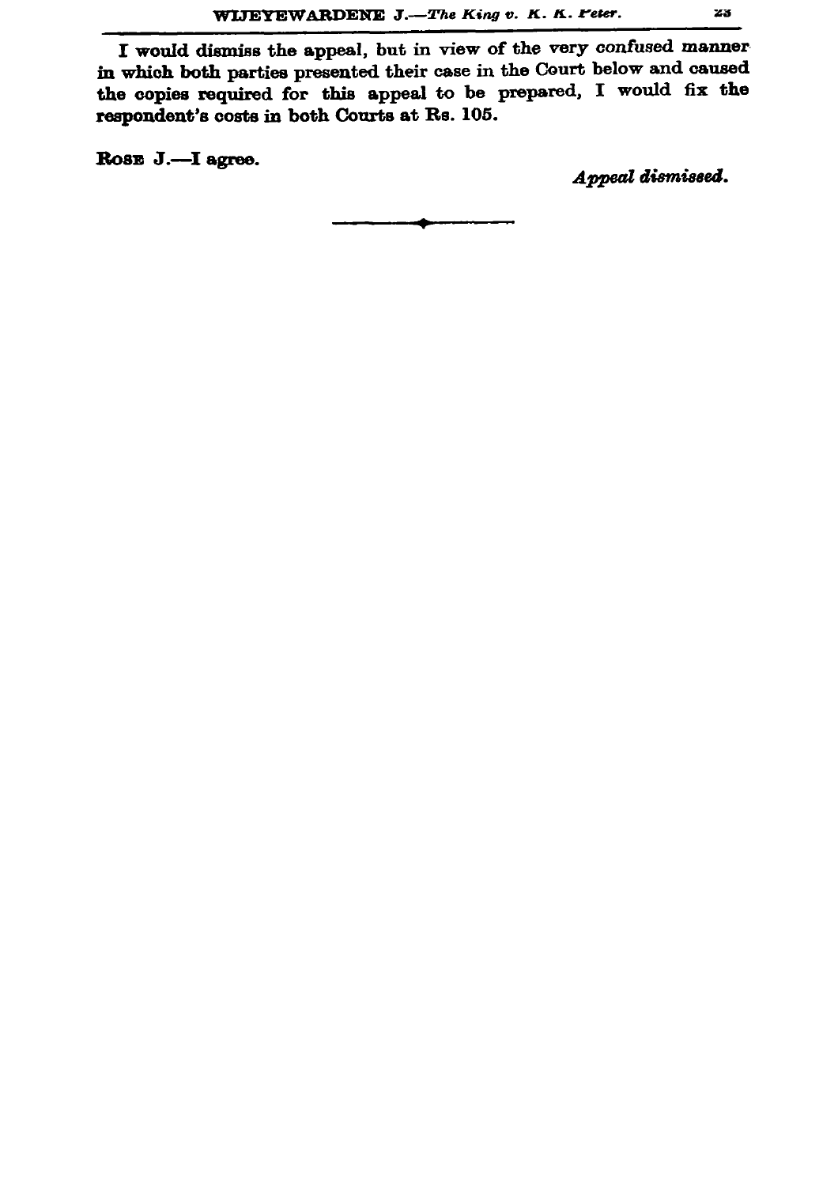I would dismiss the appeal, but in view of the very confused manner in which both parties presented their case in the Court below and caused the copies required for this appeal to be prepared, I would fix the respondent's costs in both Courts at Rs. 105.

ROSE J.—I agree.

*Appeal dismissed.*